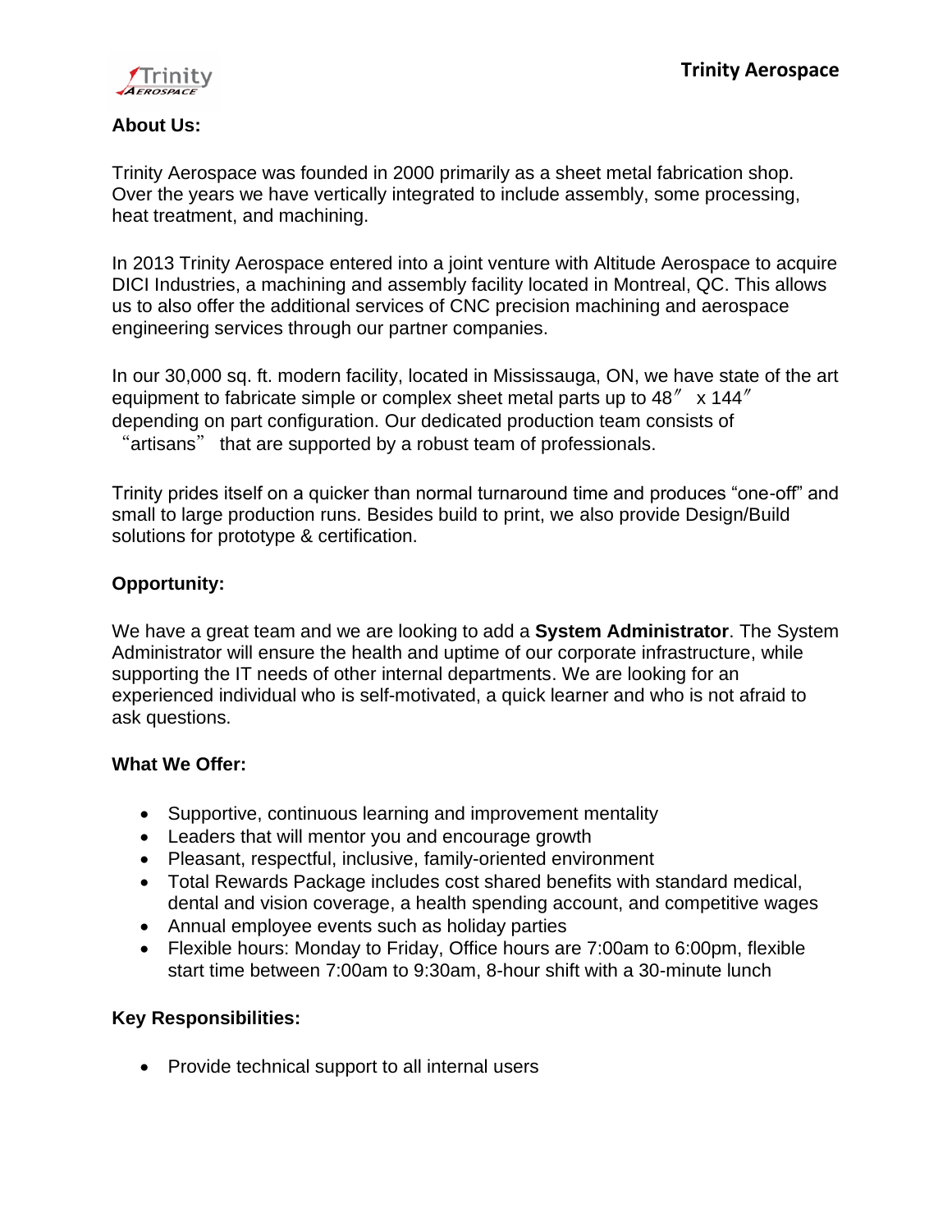## About Us:

Trinity Aerospace was founded in 2000 primarily as a sheet metal fabrication shop. Over the years we have vertically integrated to include assembly, some processing, heat treatment, and machining.

In 2013 Trinity Aerospace entered into a joint venture with Altitude Aerospace to acquire DICI Industries, a machining and assembly facility located in Montreal, QC. This allows us to also offer the additional services of CNC precision machining and aerospace engineering services through our partner companies.

In our 30,000 sq. ft. modern facility, located in Mississauga, ON, we have state of the art equipment to fabricate simple or complex sheet metal parts up to 48″ x 144″ depending on part configuration. Our dedicated production team consists of "artisans" that are supported by a robust team of professionals.

Trinity prides itself on a quicker than normal turnaround time and produces "one-off" and small to large production runs. Besides build to print, we also provide Design/Build solutions for prototype & certification.

## Opportunity:

We have a great team and we are looking to add a **System Administrator**. The System Administrator will ensure the health and uptime of our corporate infrastructure, while supporting the IT needs of other internal departments. We are looking for an experienced individual who is self-motivated, a quick learner and who is not afraid to ask questions.

## What We Offer:

- Supportive, continuous learning and improvement mentality
- Leaders that will mentor you and encourage growth
- Pleasant, respectful, inclusive, family-oriented environment
- Total Rewards Package includes cost shared benefits with standard medical, dental and vision coverage, a health spending account, and competitive wages
- Annual employee events such as holiday parties
- Flexible hours: Monday to Friday, Office hours are 7:00am to 6:00pm, flexible start time between 7:00am to 9:30am, 8-hour shift with a 30-minute lunch

## Key Responsibilities:

- Provide technical support to all internal users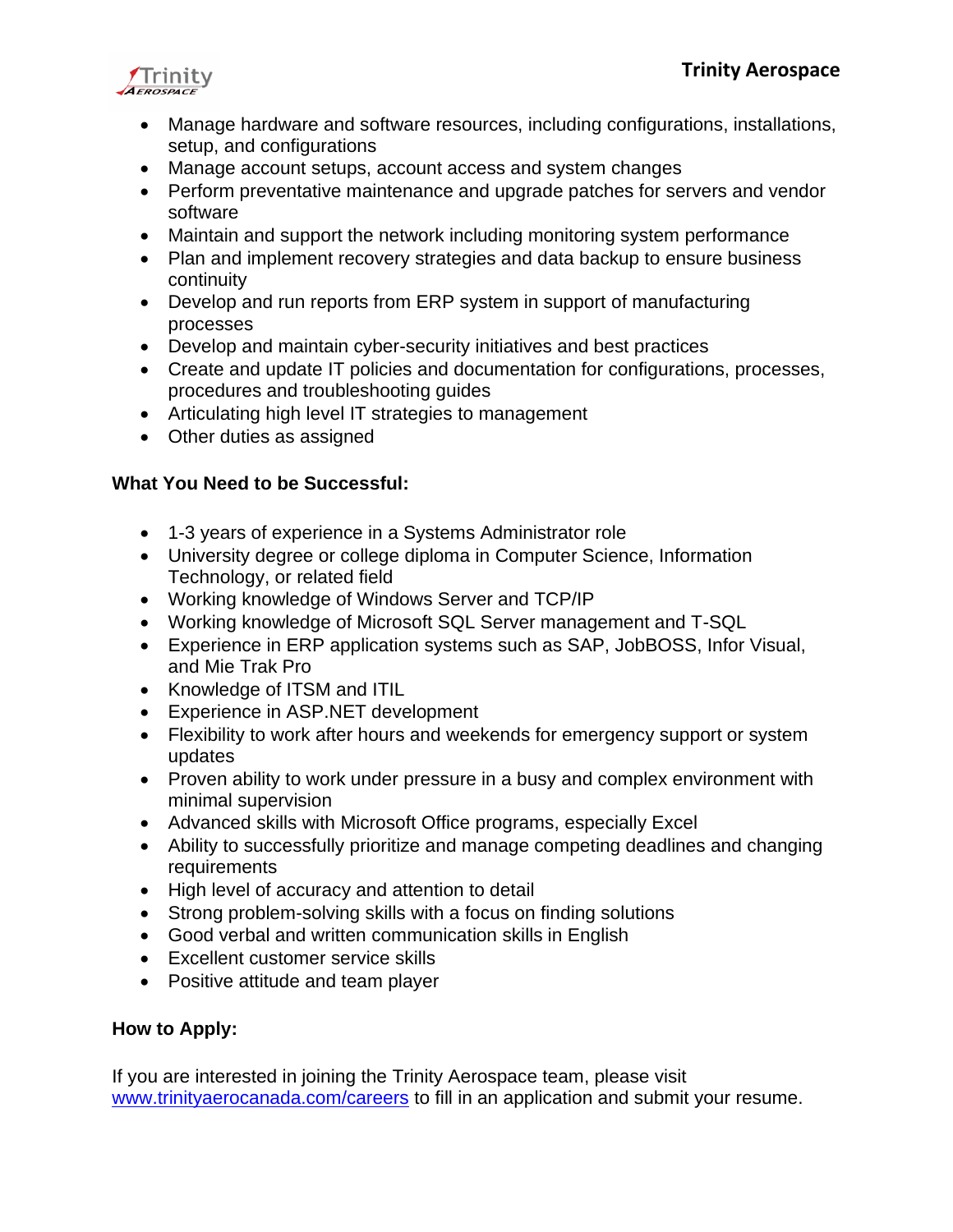- Manage hardware and software resources, including configurations, installations, setup, and configurations
- Manage account setups, account access and system changes
- Perform preventative maintenance and upgrade patches for servers and vendor software
- Maintain and support the network including monitoring system performance
- Plan and implement recovery strategies and data backup to ensure business continuity
- Develop and run reports from ERP system in support of manufacturing processes
- Develop and maintain cyber-security initiatives and best practices
- Create and update IT policies and documentation for configurations, processes, procedures and troubleshooting guides
- Articulating high level IT strategies to management
- Other duties as assigned

**What You Need to be Successful:**

- 1-3 years of experience in a Systems Administrator role
- University degree or college diploma in Computer Science, Information Technology, or related field
- Working knowledge of Windows Server and TCP/IP
- Working knowledge of Microsoft SQL Server management and T-SQL
- Experience in ERP application systems such as SAP, JobBOSS, Infor Visual, and Mie Trak Pro
- Knowledge of ITSM and ITIL
- Experience in ASP.NET development
- Flexibility to work after hours and weekends for emergency support or system updates
- Proven ability to work under pressure in a busy and complex environment with minimal supervision
- Advanced skills with Microsoft Office programs, especially Excel
- Ability to successfully prioritize and manage competing deadlines and changing requirements
- High level of accuracy and attention to detail
- Strong problem-solving skills with a focus on finding solutions
- Good verbal and written communication skills in English
- Excellent customer service skills
- Positive attitude and team player

**How to Apply:**

If you are interested in joining the Trinity Aerospace team, please visit [www.trinityaerocanada.com/careers](http://www.trinityaerocanada.com/careers) to fill in an application and submit your resume.